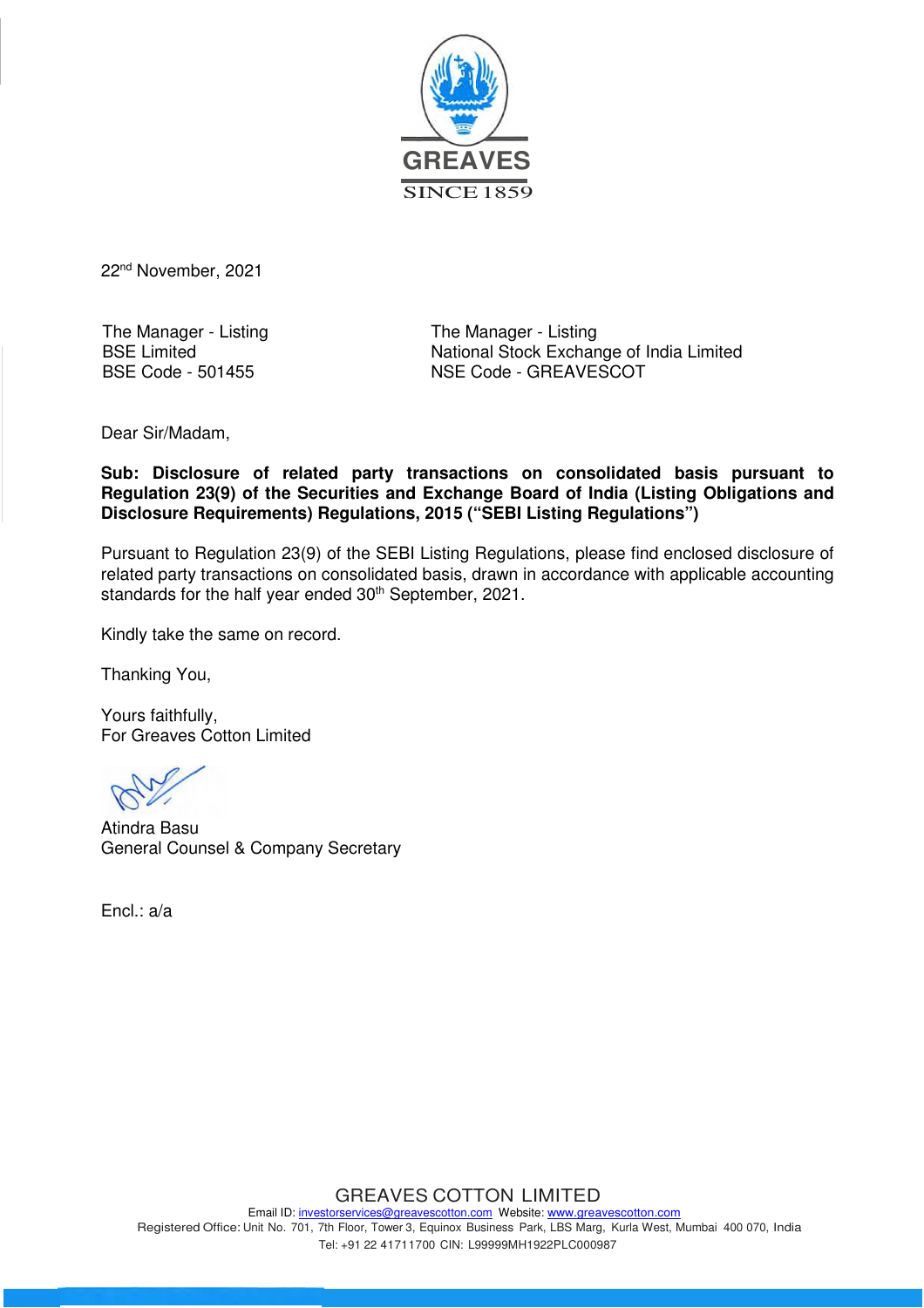GREAVES

SINCE 1859

22nd November, 2021

The Manager - Listing
BSE Limited
BSE Code - 501455

The Manager - Listing
National Stock Exchange of India Limited
NSE Code - GREAVESCOT

Dear Sir/Madam,

**Sub: Disclosure of related party transactions on consolidated basis pursuant to Regulation 23(9) of the Securities and Exchange Board of India (Listing Obligations and Disclosure Requirements) Regulations, 2015 ("SEBI Listing Regulations")**

Pursuant to Regulation 23(9) of the SEBI Listing Regulations, please find enclosed disclosure of related party transactions on consolidated basis, drawn in accordance with applicable accounting standards for the half year ended 30th September, 2021.

Kindly take the same on record.

Thanking You,

Yours faithfully,
For Greaves Cotton Limited

Atindra Basu
General Counsel & Company Secretary

Encl.: a/a

GREAVES COTTON LIMITED
Email ID: investorservices@greavescotton.com Website: www.greavescotton.com
Registered Office: Unit No. 701, 7th Floor, Tower 3, Equinox Business Park, LBS Marg, Kurla West, Mumbai 400 070, India
Tel: +91 22 41711700 CIN: L99999MH1922PLC000987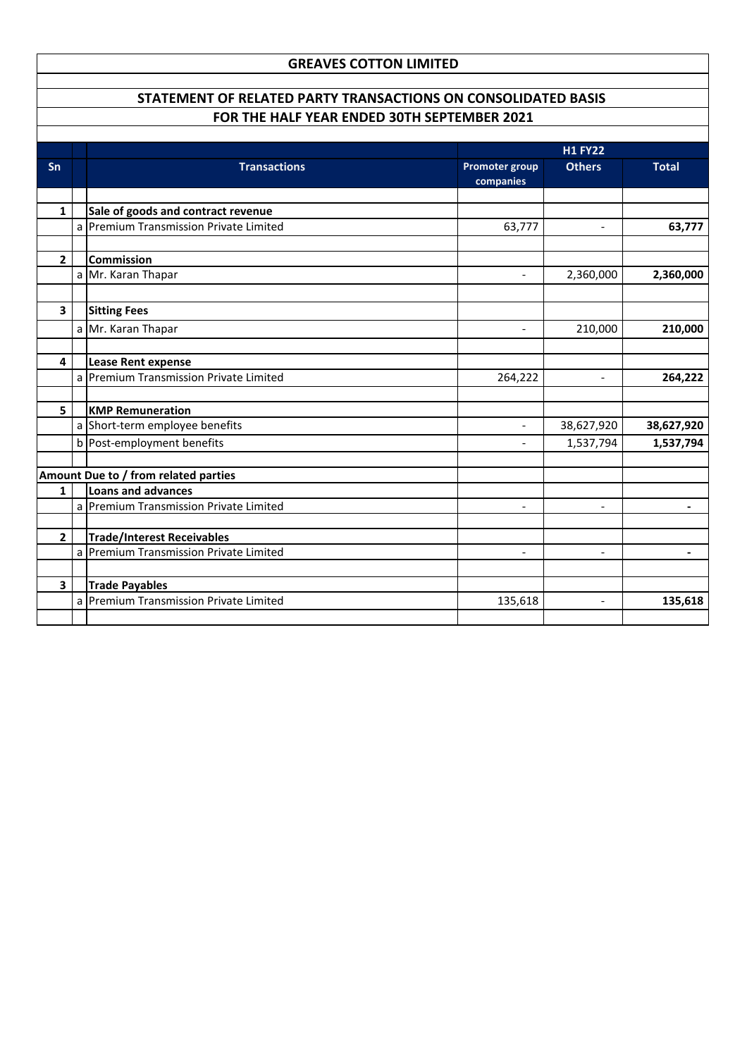# GREAVES COTTON LIMITED

## STATEMENT OF RELATED PARTY TRANSACTIONS ON CONSOLIDATED BASIS
## FOR THE HALF YEAR ENDED 30TH SEPTEMBER 2021

| Sn | | Transactions | H1 FY22 | | |
|---|---|---|---|---|---|
| | | | Promoter group companies | Others | Total |
| 1 | | **Sale of goods and contract revenue** | | | |
| | a | Premium Transmission Private Limited | 63,777 | - | **63,777** |
| 2 | | **Commission** | | | |
| | a | Mr. Karan Thapar | - | 2,360,000 | **2,360,000** |
| 3 | | **Sitting Fees** | | | |
| | a | Mr. Karan Thapar | - | 210,000 | **210,000** |
| 4 | | **Lease Rent expense** | | | |
| | a | Premium Transmission Private Limited | 264,222 | - | **264,222** |
| 5 | | **KMP Remuneration** | | | |
| | a | Short-term employee benefits | - | 38,627,920 | **38,627,920** |
| | b | Post-employment benefits | - | 1,537,794 | **1,537,794** |
| **Amount Due to / from related parties** | | | | | |
| 1 | | **Loans and advances** | | | |
| | a | Premium Transmission Private Limited | - | - | **-** |
| 2 | | **Trade/Interest Receivables** | | | |
| | a | Premium Transmission Private Limited | - | - | **-** |
| 3 | | **Trade Payables** | | | |
| | a | Premium Transmission Private Limited | 135,618 | - | **135,618** |